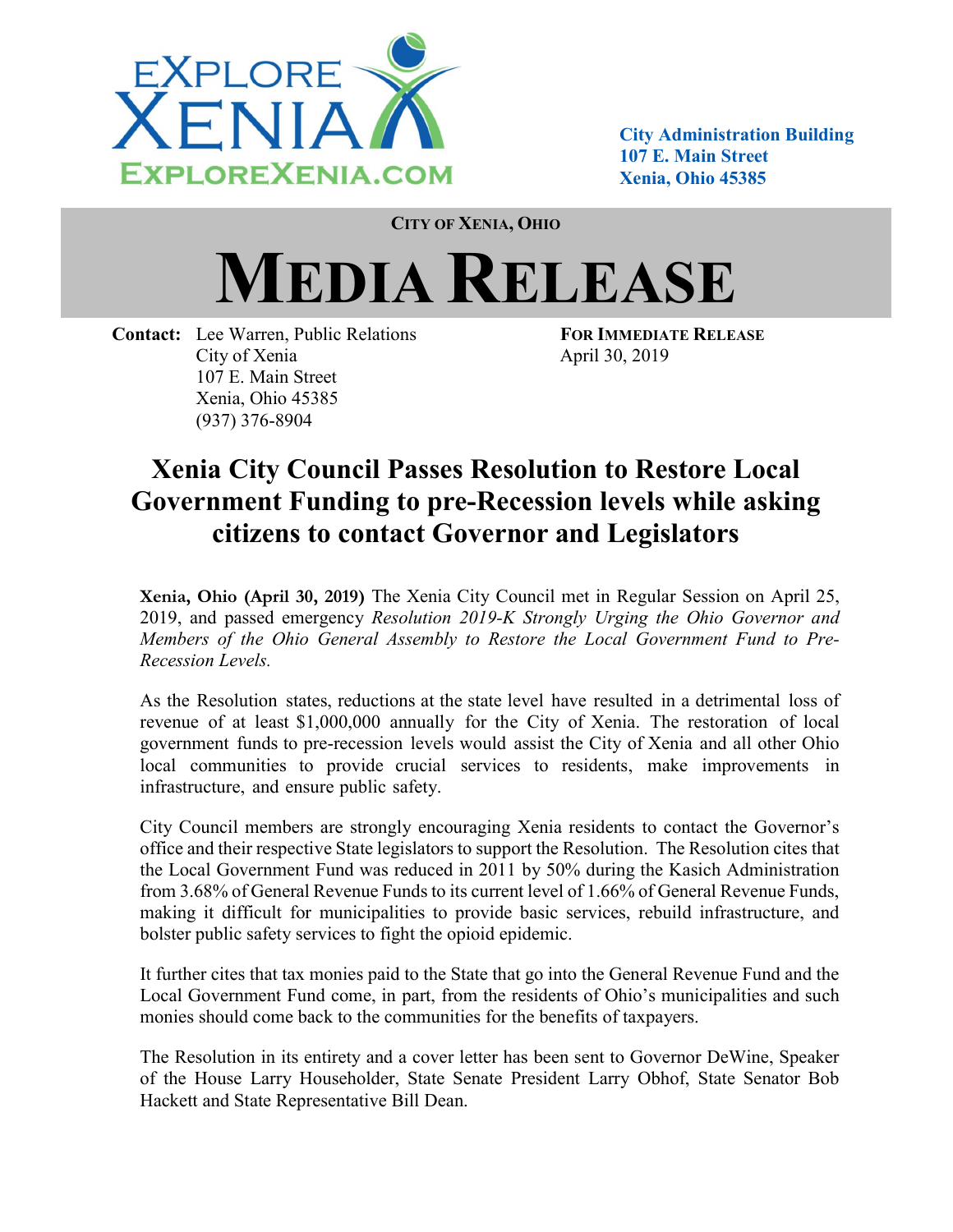EXPLORE XENIA
EXPLOREXENIA.COM

**City Administration Building**
**107 E. Main Street**
**Xenia, Ohio 45385**

**CITY OF XENIA, OHIO**

# MEDIA RELEASE

**Contact:** Lee Warren, Public Relations
City of Xenia
107 E. Main Street
Xenia, Ohio 45385
(937) 376-8904

**FOR IMMEDIATE RELEASE**
April 30, 2019

## Xenia City Council Passes Resolution to Restore Local Government Funding to pre-Recession levels while asking citizens to contact Governor and Legislators

**Xenia, Ohio (April 30, 2019)** The Xenia City Council met in Regular Session on April 25, 2019, and passed emergency *Resolution 2019-K Strongly Urging the Ohio Governor and Members of the Ohio General Assembly to Restore the Local Government Fund to Pre-Recession Levels.*

As the Resolution states, reductions at the state level have resulted in a detrimental loss of revenue of at least $1,000,000 annually for the City of Xenia. The restoration of local government funds to pre-recession levels would assist the City of Xenia and all other Ohio local communities to provide crucial services to residents, make improvements in infrastructure, and ensure public safety.

City Council members are strongly encouraging Xenia residents to contact the Governor's office and their respective State legislators to support the Resolution. The Resolution cites that the Local Government Fund was reduced in 2011 by 50% during the Kasich Administration from 3.68% of General Revenue Funds to its current level of 1.66% of General Revenue Funds, making it difficult for municipalities to provide basic services, rebuild infrastructure, and bolster public safety services to fight the opioid epidemic.

It further cites that tax monies paid to the State that go into the General Revenue Fund and the Local Government Fund come, in part, from the residents of Ohio's municipalities and such monies should come back to the communities for the benefits of taxpayers.

The Resolution in its entirety and a cover letter has been sent to Governor DeWine, Speaker of the House Larry Householder, State Senate President Larry Obhof, State Senator Bob Hackett and State Representative Bill Dean.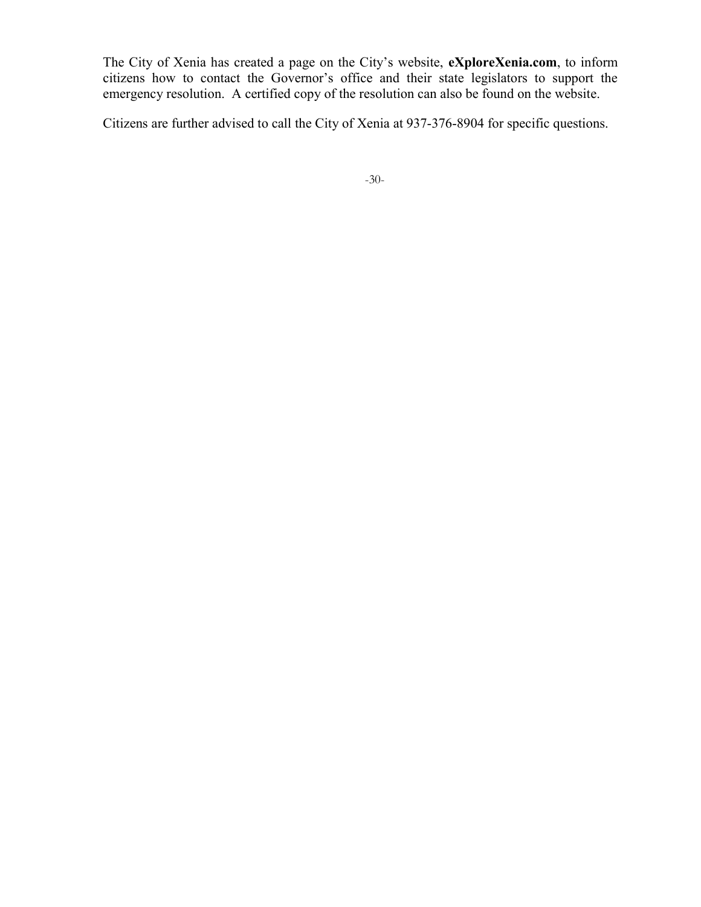The City of Xenia has created a page on the City's website, **eXploreXenia.com**, to inform citizens how to contact the Governor's office and their state legislators to support the emergency resolution. A certified copy of the resolution can also be found on the website.

Citizens are further advised to call the City of Xenia at 937-376-8904 for specific questions.

-30-